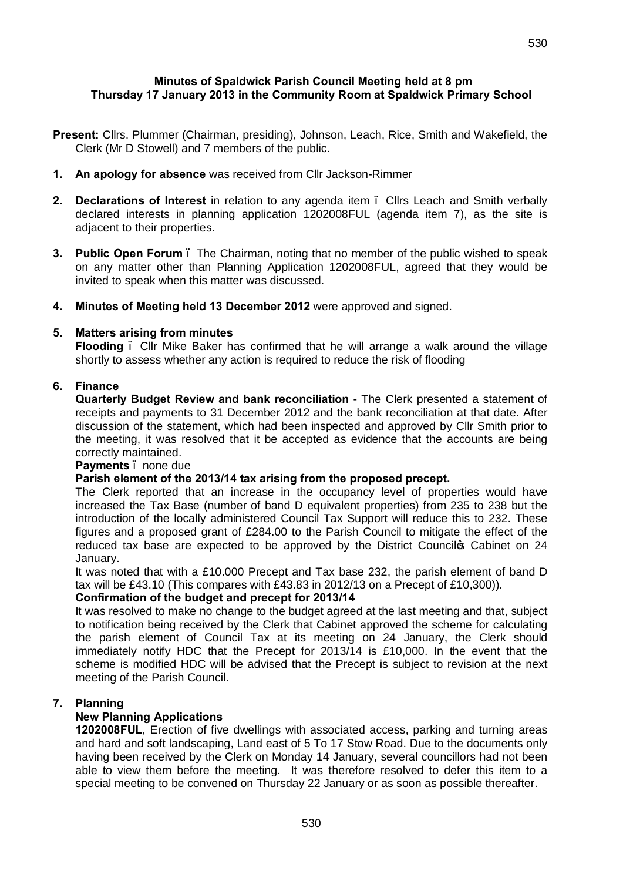**Minutes of Spaldwick Parish Council Meeting held at 8 pm**
**Thursday 17 January 2013 in the Community Room at Spaldwick Primary School**

**Present:** Cllrs. Plummer (Chairman, presiding), Johnson, Leach, Rice, Smith and Wakefield, the Clerk (Mr D Stowell) and 7 members of the public.

1. **An apology for absence** was received from Cllr Jackson-Rimmer

2. **Declarations of Interest** in relation to any agenda item – Cllrs Leach and Smith verbally declared interests in planning application 1202008FUL (agenda item 7), as the site is adjacent to their properties.

3. **Public Open Forum** – The Chairman, noting that no member of the public wished to speak on any matter other than Planning Application 1202008FUL, agreed that they would be invited to speak when this matter was discussed.

4. **Minutes of Meeting held 13 December 2012** were approved and signed.

5. **Matters arising from minutes**

   **Flooding** – Cllr Mike Baker has confirmed that he will arrange a walk around the village shortly to assess whether any action is required to reduce the risk of flooding

6. **Finance**

   **Quarterly Budget Review and bank reconciliation** - The Clerk presented a statement of receipts and payments to 31 December 2012 and the bank reconciliation at that date. After discussion of the statement, which had been inspected and approved by Cllr Smith prior to the meeting, it was resolved that it be accepted as evidence that the accounts are being correctly maintained.

   **Payments** – none due

   **Parish element of the 2013/14 tax arising from the proposed precept.**

   The Clerk reported that an increase in the occupancy level of properties would have increased the Tax Base (number of band D equivalent properties) from 235 to 238 but the introduction of the locally administered Council Tax Support will reduce this to 232. These figures and a proposed grant of £284.00 to the Parish Council to mitigate the effect of the reduced tax base are expected to be approved by the District Council's Cabinet on 24 January.

   It was noted that with a £10.000 Precept and Tax base 232, the parish element of band D tax will be £43.10 (This compares with £43.83 in 2012/13 on a Precept of £10,300)).

   **Confirmation of the budget and precept for 2013/14**

   It was resolved to make no change to the budget agreed at the last meeting and that, subject to notification being received by the Clerk that Cabinet approved the scheme for calculating the parish element of Council Tax at its meeting on 24 January, the Clerk should immediately notify HDC that the Precept for 2013/14 is £10,000. In the event that the scheme is modified HDC will be advised that the Precept is subject to revision at the next meeting of the Parish Council.

7. **Planning**

   **New Planning Applications**

   **1202008FUL**, Erection of five dwellings with associated access, parking and turning areas and hard and soft landscaping, Land east of 5 To 17 Stow Road. Due to the documents only having been received by the Clerk on Monday 14 January, several councillors had not been able to view them before the meeting. It was therefore resolved to defer this item to a special meeting to be convened on Thursday 22 January or as soon as possible thereafter.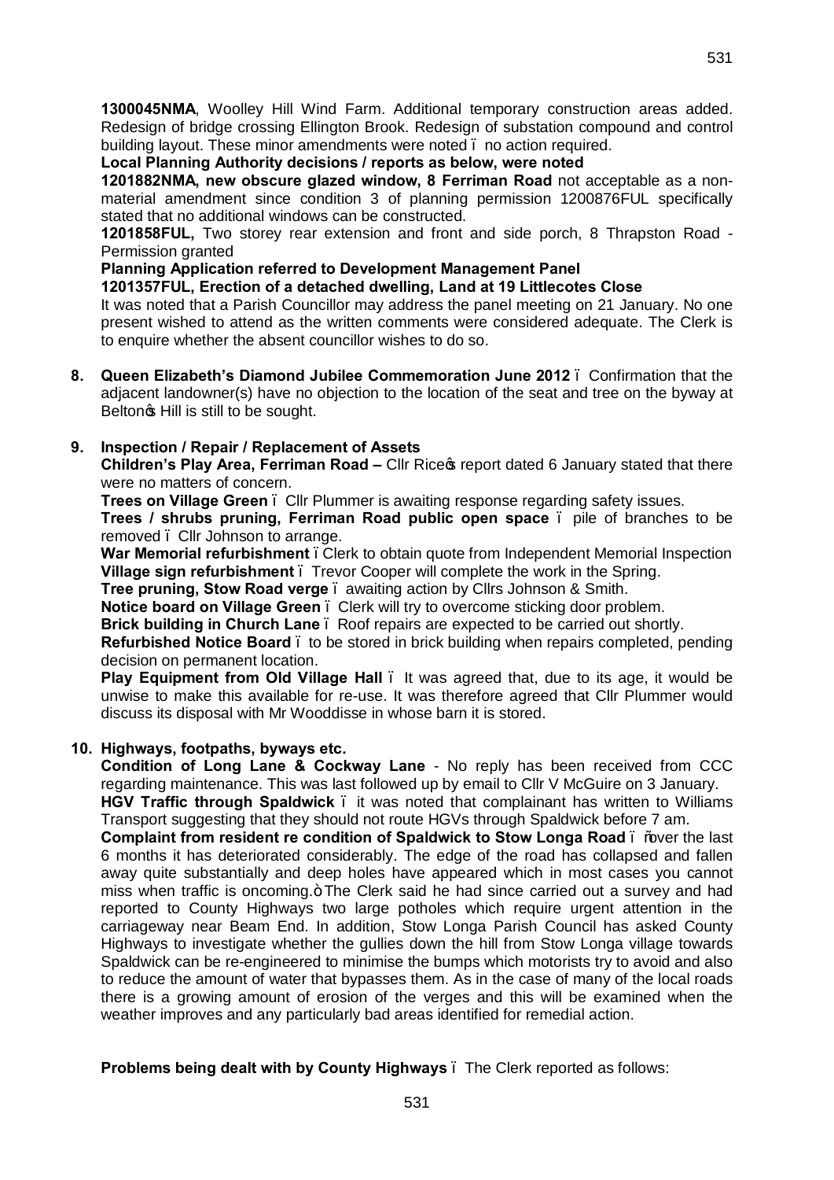**1300045NMA**, Woolley Hill Wind Farm. Additional temporary construction areas added. Redesign of bridge crossing Ellington Brook. Redesign of substation compound and control building layout. These minor amendments were noted – no action required.

**Local Planning Authority decisions / reports as below, were noted**

**1201882NMA, new obscure glazed window, 8 Ferriman Road** not acceptable as a non-material amendment since condition 3 of planning permission 1200876FUL specifically stated that no additional windows can be constructed.

**1201858FUL,** Two storey rear extension and front and side porch, 8 Thrapston Road - Permission granted

**Planning Application referred to Development Management Panel**

**1201357FUL, Erection of a detached dwelling, Land at 19 Littlecotes Close**

It was noted that a Parish Councillor may address the panel meeting on 21 January. No one present wished to attend as the written comments were considered adequate. The Clerk is to enquire whether the absent councillor wishes to do so.

**8. Queen Elizabeth's Diamond Jubilee Commemoration June 2012** – Confirmation that the adjacent landowner(s) have no objection to the location of the seat and tree on the byway at Belton's Hill is still to be sought.

**9. Inspection / Repair / Replacement of Assets**

**Children's Play Area, Ferriman Road –** Cllr Rice's report dated 6 January stated that there were no matters of concern.

**Trees on Village Green** – Cllr Plummer is awaiting response regarding safety issues.

**Trees / shrubs pruning, Ferriman Road public open space** – pile of branches to be removed – Cllr Johnson to arrange.

**War Memorial refurbishment** – Clerk to obtain quote from Independent Memorial Inspection

**Village sign refurbishment** – Trevor Cooper will complete the work in the Spring.

**Tree pruning, Stow Road verge** – awaiting action by Cllrs Johnson & Smith.

**Notice board on Village Green** – Clerk will try to overcome sticking door problem.

**Brick building in Church Lane** – Roof repairs are expected to be carried out shortly.

**Refurbished Notice Board** – to be stored in brick building when repairs completed, pending decision on permanent location.

**Play Equipment from Old Village Hall** – It was agreed that, due to its age, it would be unwise to make this available for re-use. It was therefore agreed that Cllr Plummer would discuss its disposal with Mr Wooddisse in whose barn it is stored.

**10. Highways, footpaths, byways etc.**

**Condition of Long Lane & Cockway Lane** - No reply has been received from CCC regarding maintenance. This was last followed up by email to Cllr V McGuire on 3 January.

**HGV Traffic through Spaldwick** – it was noted that complainant has written to Williams Transport suggesting that they should not route HGVs through Spaldwick before 7 am.

**Complaint from resident re condition of Spaldwick to Stow Longa Road** – "over the last 6 months it has deteriorated considerably. The edge of the road has collapsed and fallen away quite substantially and deep holes have appeared which in most cases you cannot miss when traffic is oncoming." The Clerk said he had since carried out a survey and had reported to County Highways two large potholes which require urgent attention in the carriageway near Beam End. In addition, Stow Longa Parish Council has asked County Highways to investigate whether the gullies down the hill from Stow Longa village towards Spaldwick can be re-engineered to minimise the bumps which motorists try to avoid and also to reduce the amount of water that bypasses them. As in the case of many of the local roads there is a growing amount of erosion of the verges and this will be examined when the weather improves and any particularly bad areas identified for remedial action.

**Problems being dealt with by County Highways** – The Clerk reported as follows: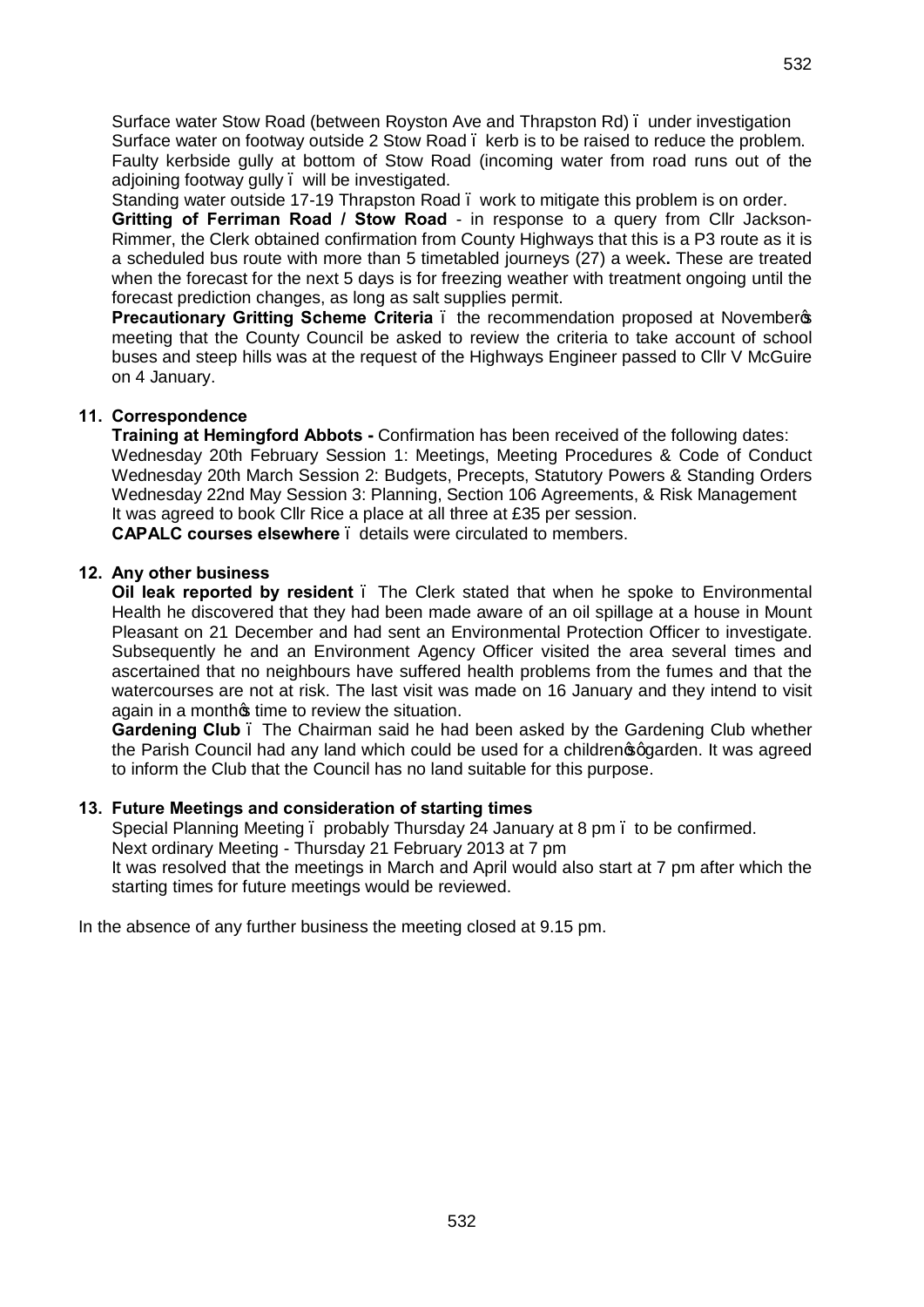Surface water Stow Road (between Royston Ave and Thrapston Rd) – under investigation
Surface water on footway outside 2 Stow Road – kerb is to be raised to reduce the problem.
Faulty kerbside gully at bottom of Stow Road (incoming water from road runs out of the adjoining footway gully – will be investigated.
Standing water outside 17-19 Thrapston Road – work to mitigate this problem is on order.
**Gritting of Ferriman Road / Stow Road** - in response to a query from Cllr Jackson-Rimmer, the Clerk obtained confirmation from County Highways that this is a P3 route as it is a scheduled bus route with more than 5 timetabled journeys (27) a week**.** These are treated when the forecast for the next 5 days is for freezing weather with treatment ongoing until the forecast prediction changes, as long as salt supplies permit.
**Precautionary Gritting Scheme Criteria** – the recommendation proposed at November's meeting that the County Council be asked to review the criteria to take account of school buses and steep hills was at the request of the Highways Engineer passed to Cllr V McGuire on 4 January.

**11. Correspondence**

**Training at Hemingford Abbots -** Confirmation has been received of the following dates:
Wednesday 20th February Session 1: Meetings, Meeting Procedures & Code of Conduct
Wednesday 20th March Session 2: Budgets, Precepts, Statutory Powers & Standing Orders
Wednesday 22nd May Session 3: Planning, Section 106 Agreements, & Risk Management
It was agreed to book Cllr Rice a place at all three at £35 per session.
**CAPALC courses elsewhere** – details were circulated to members.

**12. Any other business**

**Oil leak reported by resident** – The Clerk stated that when he spoke to Environmental Health he discovered that they had been made aware of an oil spillage at a house in Mount Pleasant on 21 December and had sent an Environmental Protection Officer to investigate. Subsequently he and an Environment Agency Officer visited the area several times and ascertained that no neighbours have suffered health problems from the fumes and that the watercourses are not at risk. The last visit was made on 16 January and they intend to visit again in a month's time to review the situation.
**Gardening Club** – The Chairman said he had been asked by the Gardening Club whether the Parish Council had any land which could be used for a children's' garden. It was agreed to inform the Club that the Council has no land suitable for this purpose.

**13. Future Meetings and consideration of starting times**

Special Planning Meeting – probably Thursday 24 January at 8 pm – to be confirmed.
Next ordinary Meeting - Thursday 21 February 2013 at 7 pm
It was resolved that the meetings in March and April would also start at 7 pm after which the starting times for future meetings would be reviewed.

In the absence of any further business the meeting closed at 9.15 pm.